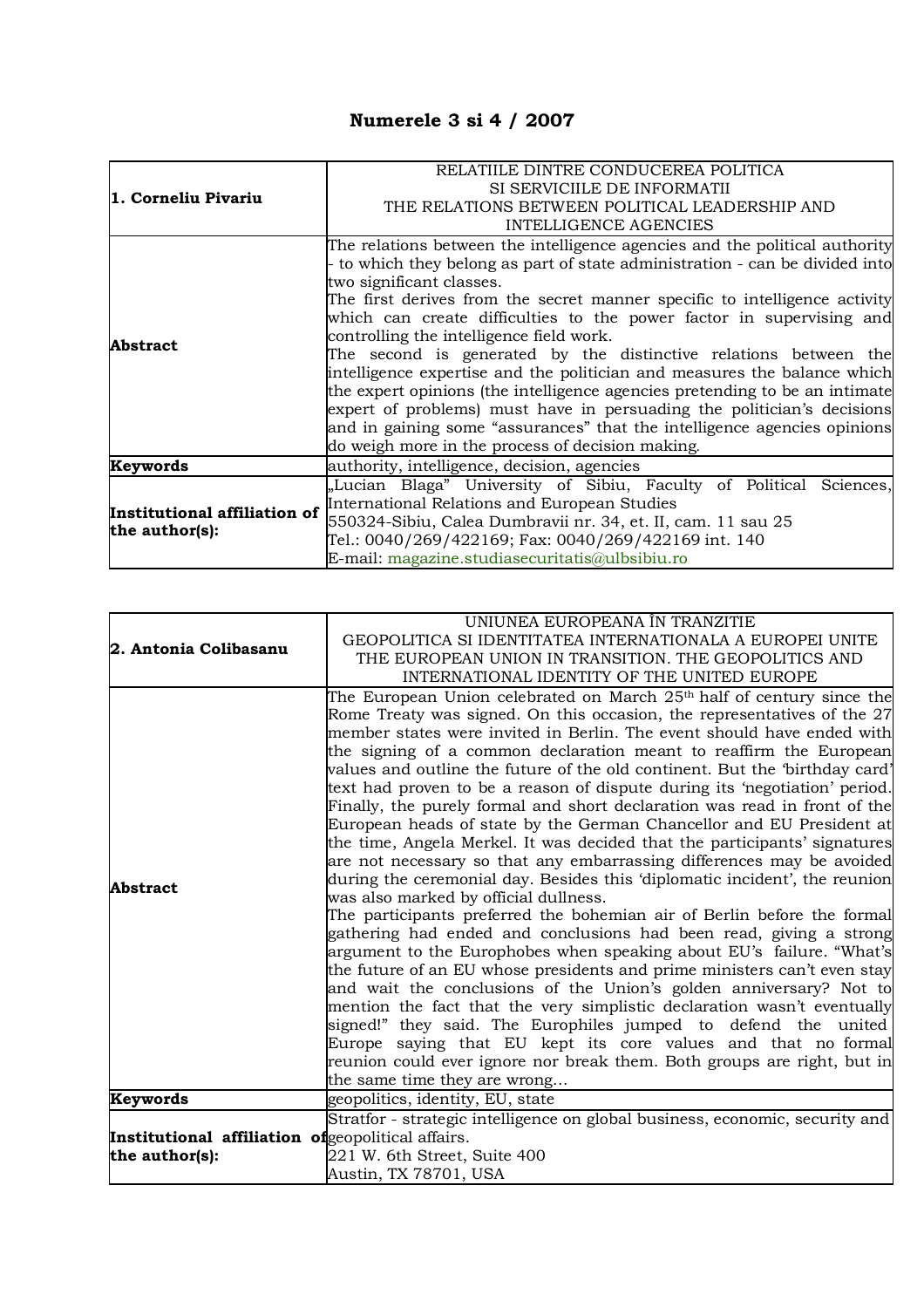# Numerele 3 si 4 / 2007

| **1. Corneliu Pivariu** | RELATIILE DINTRE CONDUCEREA POLITICA SI SERVICIILE DE INFORMATII<br>THE RELATIONS BETWEEN POLITICAL LEADERSHIP AND INTELLIGENCE AGENCIES |
|---|---|
| **Abstract** | The relations between the intelligence agencies and the political authority - to which they belong as part of state administration - can be divided into two significant classes.<br>The first derives from the secret manner specific to intelligence activity which can create difficulties to the power factor in supervising and controlling the intelligence field work.<br>The second is generated by the distinctive relations between the intelligence expertise and the politician and measures the balance which the expert opinions (the intelligence agencies pretending to be an intimate expert of problems) must have in persuading the politician's decisions and in gaining some "assurances" that the intelligence agencies opinions do weigh more in the process of decision making. |
| **Keywords** | authority, intelligence, decision, agencies |
| **Institutional affiliation of the author(s):** | „Lucian Blaga" University of Sibiu, Faculty of Political Sciences, International Relations and European Studies<br>550324-Sibiu, Calea Dumbravii nr. 34, et. II, cam. 11 sau 25<br>Tel.: 0040/269/422169; Fax: 0040/269/422169 int. 140<br>E-mail: magazine.studiasecuritatis@ulbsibiu.ro |

| **2. Antonia Colibasanu** | UNIUNEA EUROPEANA ÎN TRANZITIE<br>GEOPOLITICA SI IDENTITATEA INTERNATIONALA A EUROPEI UNITE<br>THE EUROPEAN UNION IN TRANSITION. THE GEOPOLITICS AND INTERNATIONAL IDENTITY OF THE UNITED EUROPE |
|---|---|
| **Abstract** | The European Union celebrated on March 25th half of century since the Rome Treaty was signed. On this occasion, the representatives of the 27 member states were invited in Berlin. The event should have ended with the signing of a common declaration meant to reaffirm the European values and outline the future of the old continent. But the 'birthday card' text had proven to be a reason of dispute during its 'negotiation' period. Finally, the purely formal and short declaration was read in front of the European heads of state by the German Chancellor and EU President at the time, Angela Merkel. It was decided that the participants' signatures are not necessary so that any embarrassing differences may be avoided during the ceremonial day. Besides this 'diplomatic incident', the reunion was also marked by official dullness.<br>The participants preferred the bohemian air of Berlin before the formal gathering had ended and conclusions had been read, giving a strong argument to the Europhobes when speaking about EU's failure. "What's the future of an EU whose presidents and prime ministers can't even stay and wait the conclusions of the Union's golden anniversary? Not to mention the fact that the very simplistic declaration wasn't eventually signed!" they said. The Europhiles jumped to defend the united Europe saying that EU kept its core values and that no formal reunion could ever ignore nor break them. Both groups are right, but in the same time they are wrong… |
| **Keywords** | geopolitics, identity, EU, state |
| **Institutional affiliation of the author(s):** | Stratfor - strategic intelligence on global business, economic, security and geopolitical affairs.<br>221 W. 6th Street, Suite 400<br>Austin, TX 78701, USA |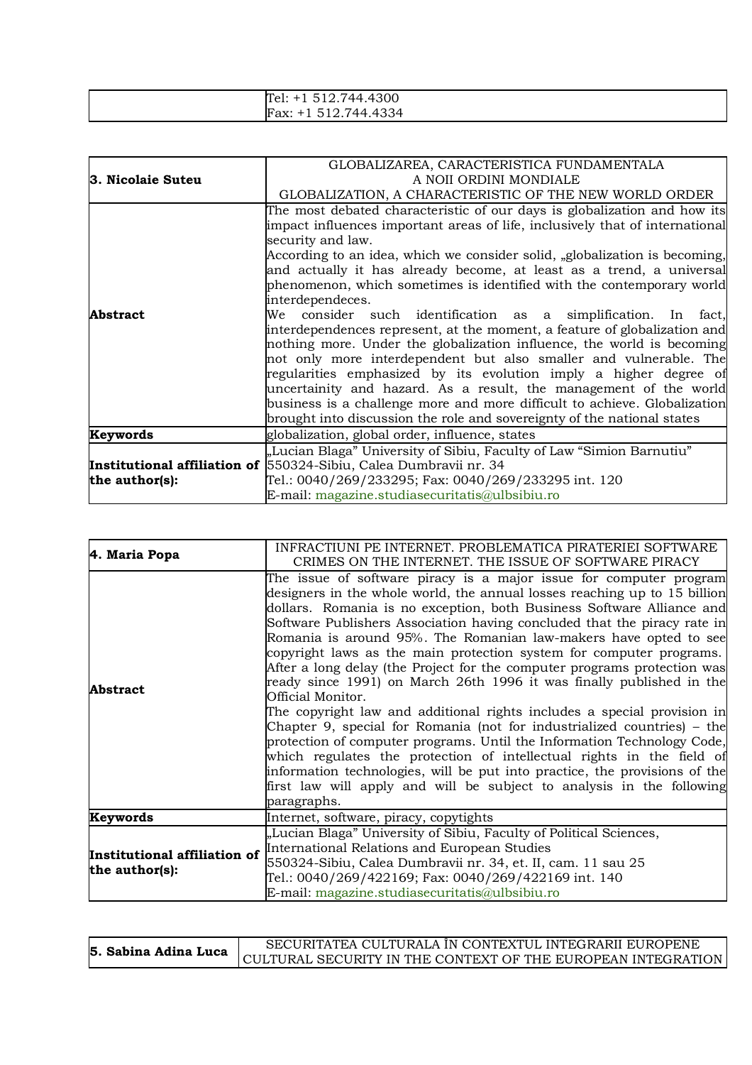| | |
|---|---|
| | Tel: +1 512.744.4300<br>Fax: +1 512.744.4334 |

| **3. Nicolaie Suteu** | GLOBALIZAREA, CARACTERISTICA FUNDAMENTALA A NOII ORDINI MONDIALE<br>GLOBALIZATION, A CHARACTERISTIC OF THE NEW WORLD ORDER |
|---|---|
| **Abstract** | The most debated characteristic of our days is globalization and how its impact influences important areas of life, inclusively that of international security and law.<br>According to an idea, which we consider solid, „globalization is becoming, and actually it has already become, at least as a trend, a universal phenomenon, which sometimes is identified with the contemporary world interdependeces.<br>We consider such identification as a simplification. In fact, interdependences represent, at the moment, a feature of globalization and nothing more. Under the globalization influence, the world is becoming not only more interdependent but also smaller and vulnerable. The regularities emphasized by its evolution imply a higher degree of uncertainity and hazard. As a result, the management of the world business is a challenge more and more difficult to achieve. Globalization brought into discussion the role and sovereignty of the national states |
| **Keywords** | globalization, global order, influence, states |
| **Institutional affiliation of the author(s):** | „Lucian Blaga" University of Sibiu, Faculty of Law "Simion Barnutiu"<br>550324-Sibiu, Calea Dumbravii nr. 34<br>Tel.: 0040/269/233295; Fax: 0040/269/233295 int. 120<br>E-mail: magazine.studiasecuritatis@ulbsibiu.ro |

| **4. Maria Popa** | INFRACTIUNI PE INTERNET. PROBLEMATICA PIRATERIEI SOFTWARE<br>CRIMES ON THE INTERNET. THE ISSUE OF SOFTWARE PIRACY |
|---|---|
| **Abstract** | The issue of software piracy is a major issue for computer program designers in the whole world, the annual losses reaching up to 15 billion dollars. Romania is no exception, both Business Software Alliance and Software Publishers Association having concluded that the piracy rate in Romania is around 95%. The Romanian law-makers have opted to see copyright laws as the main protection system for computer programs.<br>After a long delay (the Project for the computer programs protection was ready since 1991) on March 26th 1996 it was finally published in the Official Monitor.<br>The copyright law and additional rights includes a special provision in Chapter 9, special for Romania (not for industrialized countries) – the protection of computer programs. Until the Information Technology Code, which regulates the protection of intellectual rights in the field of information technologies, will be put into practice, the provisions of the first law will apply and will be subject to analysis in the following paragraphs. |
| **Keywords** | Internet, software, piracy, copytights |
| **Institutional affiliation of the author(s):** | „Lucian Blaga" University of Sibiu, Faculty of Political Sciences, International Relations and European Studies<br>550324-Sibiu, Calea Dumbravii nr. 34, et. II, cam. 11 sau 25<br>Tel.: 0040/269/422169; Fax: 0040/269/422169 int. 140<br>E-mail: magazine.studiasecuritatis@ulbsibiu.ro |

| **5. Sabina Adina Luca** | SECURITATEA CULTURALA ÎN CONTEXTUL INTEGRARII EUROPENE<br>CULTURAL SECURITY IN THE CONTEXT OF THE EUROPEAN INTEGRATION |
|---|---|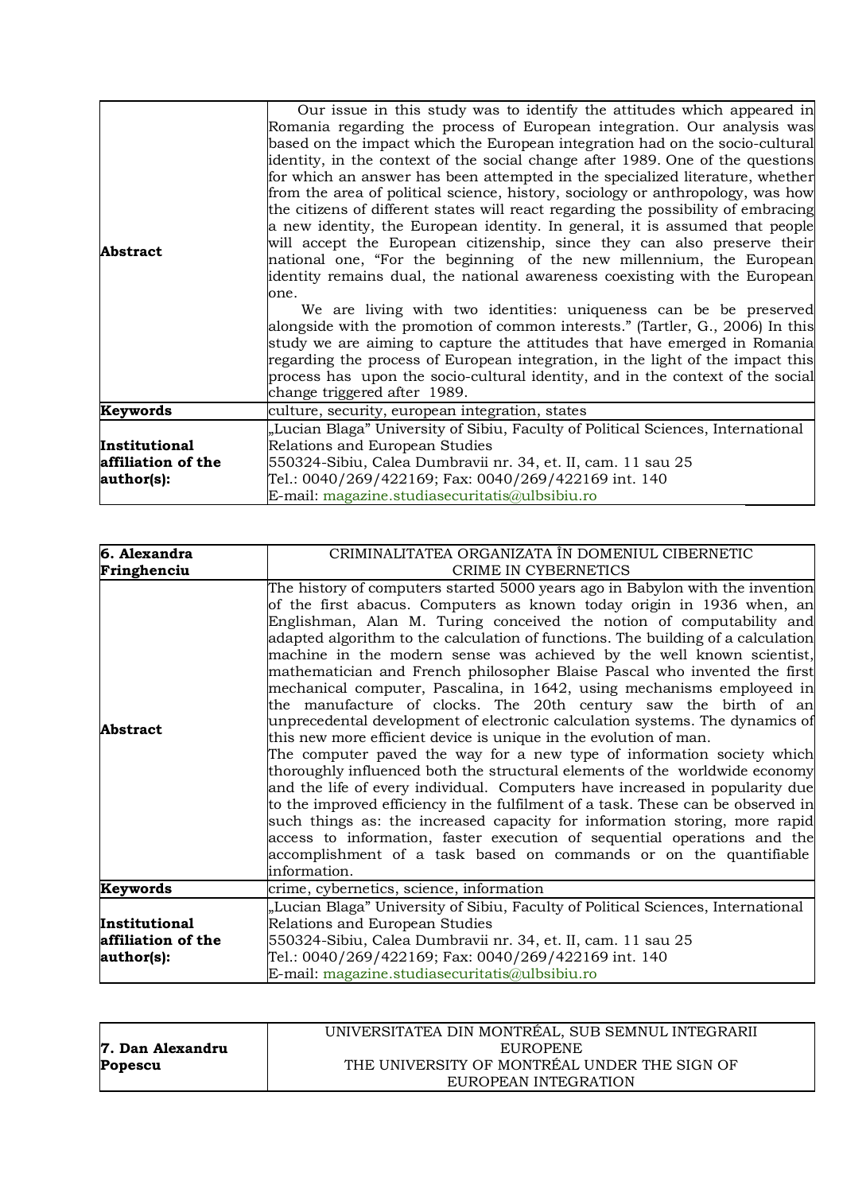| | |
|---|---|
| **Abstract** | Our issue in this study was to identify the attitudes which appeared in Romania regarding the process of European integration. Our analysis was based on the impact which the European integration had on the socio-cultural identity, in the context of the social change after 1989. One of the questions for which an answer has been attempted in the specialized literature, whether from the area of political science, history, sociology or anthropology, was how the citizens of different states will react regarding the possibility of embracing a new identity, the European identity. In general, it is assumed that people will accept the European citizenship, since they can also preserve their national one, "For the beginning of the new millennium, the European identity remains dual, the national awareness coexisting with the European one. We are living with two identities: uniqueness can be be preserved alongside with the promotion of common interests." (Tartler, G., 2006) In this study we are aiming to capture the attitudes that have emerged in Romania regarding the process of European integration, in the light of the impact this process has upon the socio-cultural identity, and in the context of the social change triggered after 1989. |
| **Keywords** | culture, security, european integration, states |
| **Institutional affiliation of the author(s):** | „Lucian Blaga" University of Sibiu, Faculty of Political Sciences, International Relations and European Studies<br>550324-Sibiu, Calea Dumbravii nr. 34, et. II, cam. 11 sau 25<br>Tel.: 0040/269/422169; Fax: 0040/269/422169 int. 140<br>E-mail: magazine.studiasecuritatis@ulbsibiu.ro |

| **6. Alexandra Fringhenciu** | CRIMINALITATEA ORGANIZATA ÎN DOMENIUL CIBERNETIC<br>CRIME IN CYBERNETICS |
|---|---|
| **Abstract** | The history of computers started 5000 years ago in Babylon with the invention of the first abacus. Computers as known today origin in 1936 when, an Englishman, Alan M. Turing conceived the notion of computability and adapted algorithm to the calculation of functions. The building of a calculation machine in the modern sense was achieved by the well known scientist, mathematician and French philosopher Blaise Pascal who invented the first mechanical computer, Pascalina, in 1642, using mechanisms employeed in the manufacture of clocks. The 20th century saw the birth of an unprecedental development of electronic calculation systems. The dynamics of this new more efficient device is unique in the evolution of man.<br>The computer paved the way for a new type of information society which thoroughly influenced both the structural elements of the worldwide economy and the life of every individual. Computers have increased in popularity due to the improved efficiency in the fulfilment of a task. These can be observed in such things as: the increased capacity for information storing, more rapid access to information, faster execution of sequential operations and the accomplishment of a task based on commands or on the quantifiable information. |
| **Keywords** | crime, cybernetics, science, information |
| **Institutional affiliation of the author(s):** | „Lucian Blaga" University of Sibiu, Faculty of Political Sciences, International Relations and European Studies<br>550324-Sibiu, Calea Dumbravii nr. 34, et. II, cam. 11 sau 25<br>Tel.: 0040/269/422169; Fax: 0040/269/422169 int. 140<br>E-mail: magazine.studiasecuritatis@ulbsibiu.ro |

| **7. Dan Alexandru Popescu** | UNIVERSITATEA DIN MONTRÉAL, SUB SEMNUL INTEGRARII EUROPENE<br>THE UNIVERSITY OF MONTRÉAL UNDER THE SIGN OF EUROPEAN INTEGRATION |
|---|---|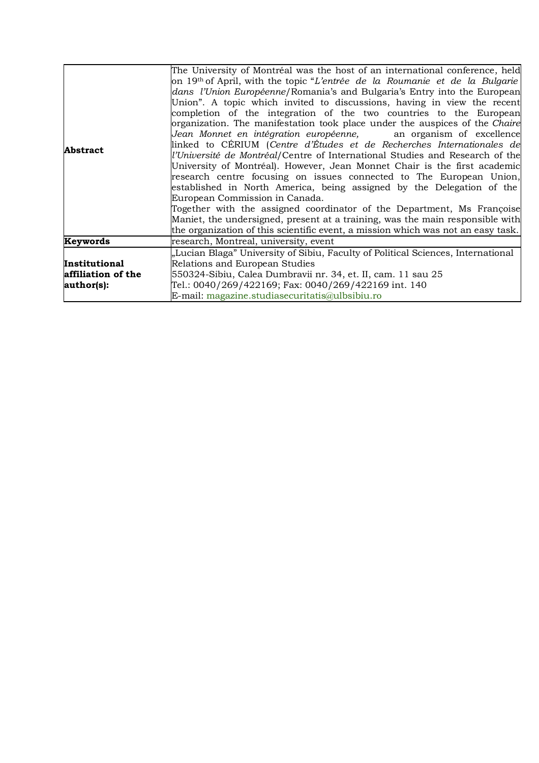| | |
|---|---|
| **Abstract** | The University of Montréal was the host of an international conference, held on 19th of April, with the topic "*L'entrée de la Roumanie et de la Bulgarie dans l'Union Européenne*/Romania's and Bulgaria's Entry into the European Union". A topic which invited to discussions, having in view the recent completion of the integration of the two countries to the European organization. The manifestation took place under the auspices of the *Chaire Jean Monnet en intégration européenne,* an organism of excellence linked to CÉRIUM (*Centre d'Études et de Recherches Internationales de l'Université de Montréal*/Centre of International Studies and Research of the University of Montréal). However, Jean Monnet Chair is the first academic research centre focusing on issues connected to The European Union, established in North America, being assigned by the Delegation of the European Commission in Canada.<br>Together with the assigned coordinator of the Department, Ms Françoise Maniet, the undersigned, present at a training, was the main responsible with the organization of this scientific event, a mission which was not an easy task. |
| **Keywords** | research, Montreal, university, event |
| **Institutional affiliation of the author(s):** | „Lucian Blaga" University of Sibiu, Faculty of Political Sciences, International Relations and European Studies<br>550324-Sibiu, Calea Dumbravii nr. 34, et. II, cam. 11 sau 25<br>Tel.: 0040/269/422169; Fax: 0040/269/422169 int. 140<br>E-mail: magazine.studiasecuritatis@ulbsibiu.ro |